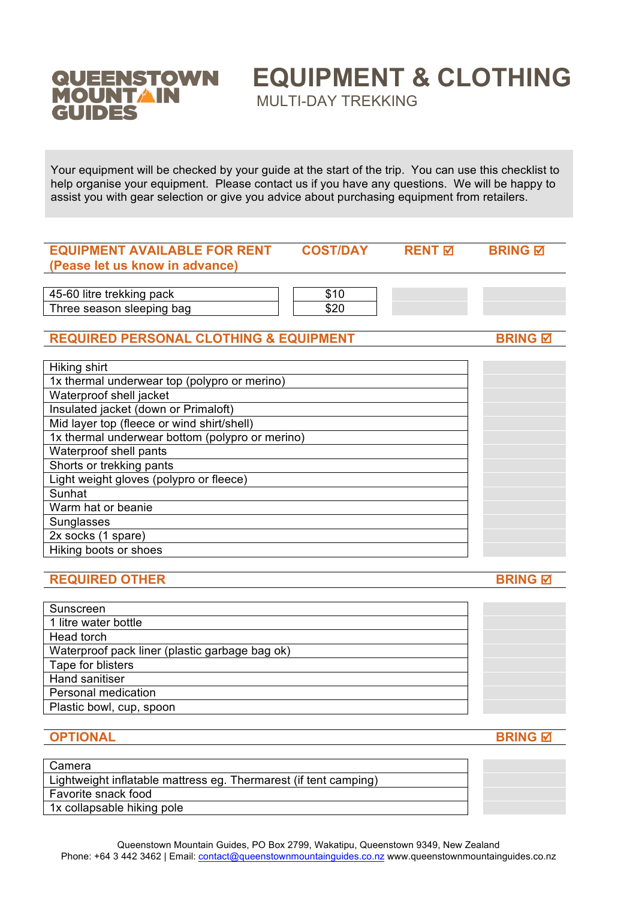# QUEENSTOWN MOUNTAIN GUIDES

# EQUIPMENT & CLOTHING

## MULTI-DAY TREKKING

Your equipment will be checked by your guide at the start of the trip. You can use this checklist to help organise your equipment. Please contact us if you have any questions. We will be happy to assist you with gear selection or give you advice about purchasing equipment from retailers.

| EQUIPMENT AVAILABLE FOR RENT (Pease let us know in advance) | COST/DAY | RENT ☑ | BRING ☑ |
|---|---|---|---|
| 45-60 litre trekking pack | $10 | | |
| Three season sleeping bag | $20 | | |

| REQUIRED PERSONAL CLOTHING & EQUIPMENT | BRING ☑ |
|---|---|
| Hiking shirt | |
| 1x thermal underwear top (polypro or merino) | |
| Waterproof shell jacket | |
| Insulated jacket (down or Primaloft) | |
| Mid layer top (fleece or wind shirt/shell) | |
| 1x thermal underwear bottom (polypro or merino) | |
| Waterproof shell pants | |
| Shorts or trekking pants | |
| Light weight gloves (polypro or fleece) | |
| Sunhat | |
| Warm hat or beanie | |
| Sunglasses | |
| 2x socks (1 spare) | |
| Hiking boots or shoes | |

| REQUIRED OTHER | BRING ☑ |
|---|---|
| Sunscreen | |
| 1 litre water bottle | |
| Head torch | |
| Waterproof pack liner (plastic garbage bag ok) | |
| Tape for blisters | |
| Hand sanitiser | |
| Personal medication | |
| Plastic bowl, cup, spoon | |

| OPTIONAL | BRING ☑ |
|---|---|
| Camera | |
| Lightweight inflatable mattress eg. Thermarest (if tent camping) | |
| Favorite snack food | |
| 1x collapsable hiking pole | |

Queenstown Mountain Guides, PO Box 2799, Wakatipu, Queenstown 9349, New Zealand
Phone: +64 3 442 3462 | Email: contact@queenstownmountainguides.co.nz www.queenstownmountainguides.co.nz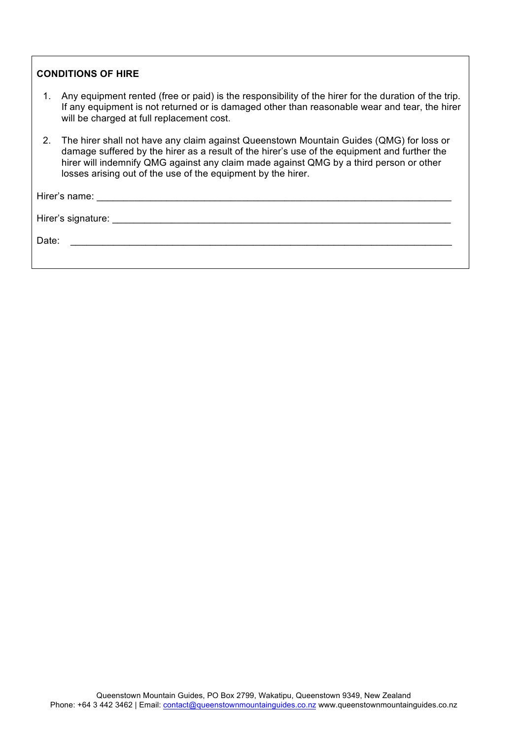**CONDITIONS OF HIRE**

1. Any equipment rented (free or paid) is the responsibility of the hirer for the duration of the trip. If any equipment is not returned or is damaged other than reasonable wear and tear, the hirer will be charged at full replacement cost.

2. The hirer shall not have any claim against Queenstown Mountain Guides (QMG) for loss or damage suffered by the hirer as a result of the hirer's use of the equipment and further the hirer will indemnify QMG against any claim made against QMG by a third person or other losses arising out of the use of the equipment by the hirer.

Hirer's name: ___________________________________________________________________

Hirer's signature: _______________________________________________________________

Date: ________________________________________________________________________

Queenstown Mountain Guides, PO Box 2799, Wakatipu, Queenstown 9349, New Zealand
Phone: +64 3 442 3462 | Email: contact@queenstownmountainguides.co.nz www.queenstownmountainguides.co.nz